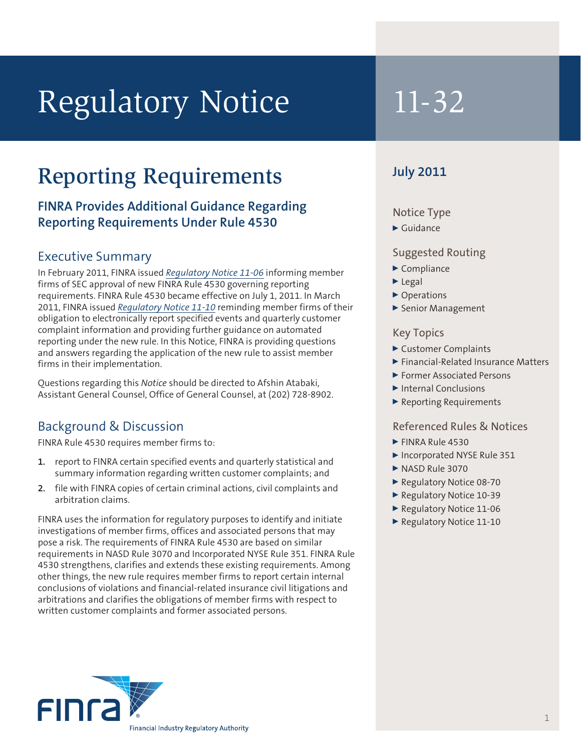# Regulatory Notice 11-32

## Reporting Requirements

### FINRA Provides Additional Guidance Regarding Reporting Requirements Under Rule 4530

**July 2011**

**Notice Type**

- Guidance

**Suggested Routing**

- Compliance
- Legal
- Operations
- Senior Management

**Key Topics**

- Customer Complaints
- Financial-Related Insurance Matters
- Former Associated Persons
- Internal Conclusions
- Reporting Requirements

**Referenced Rules & Notices**

- FINRA Rule 4530
- Incorporated NYSE Rule 351
- NASD Rule 3070
- Regulatory Notice 08-70
- Regulatory Notice 10-39
- Regulatory Notice 11-06
- Regulatory Notice 11-10

### Executive Summary

In February 2011, FINRA issued *Regulatory Notice 11-06* informing member firms of SEC approval of new FINRA Rule 4530 governing reporting requirements. FINRA Rule 4530 became effective on July 1, 2011. In March 2011, FINRA issued *Regulatory Notice 11-10* reminding member firms of their obligation to electronically report specified events and quarterly customer complaint information and providing further guidance on automated reporting under the new rule. In this Notice, FINRA is providing questions and answers regarding the application of the new rule to assist member firms in their implementation.

Questions regarding this *Notice* should be directed to Afshin Atabaki, Assistant General Counsel, Office of General Counsel, at (202) 728-8902.

### Background & Discussion

FINRA Rule 4530 requires member firms to:

1. report to FINRA certain specified events and quarterly statistical and summary information regarding written customer complaints; and
2. file with FINRA copies of certain criminal actions, civil complaints and arbitration claims.

FINRA uses the information for regulatory purposes to identify and initiate investigations of member firms, offices and associated persons that may pose a risk. The requirements of FINRA Rule 4530 are based on similar requirements in NASD Rule 3070 and Incorporated NYSE Rule 351. FINRA Rule 4530 strengthens, clarifies and extends these existing requirements. Among other things, the new rule requires member firms to report certain internal conclusions of violations and financial-related insurance civil litigations and arbitrations and clarifies the obligations of member firms with respect to written customer complaints and former associated persons.

FINRA
Financial Industry Regulatory Authority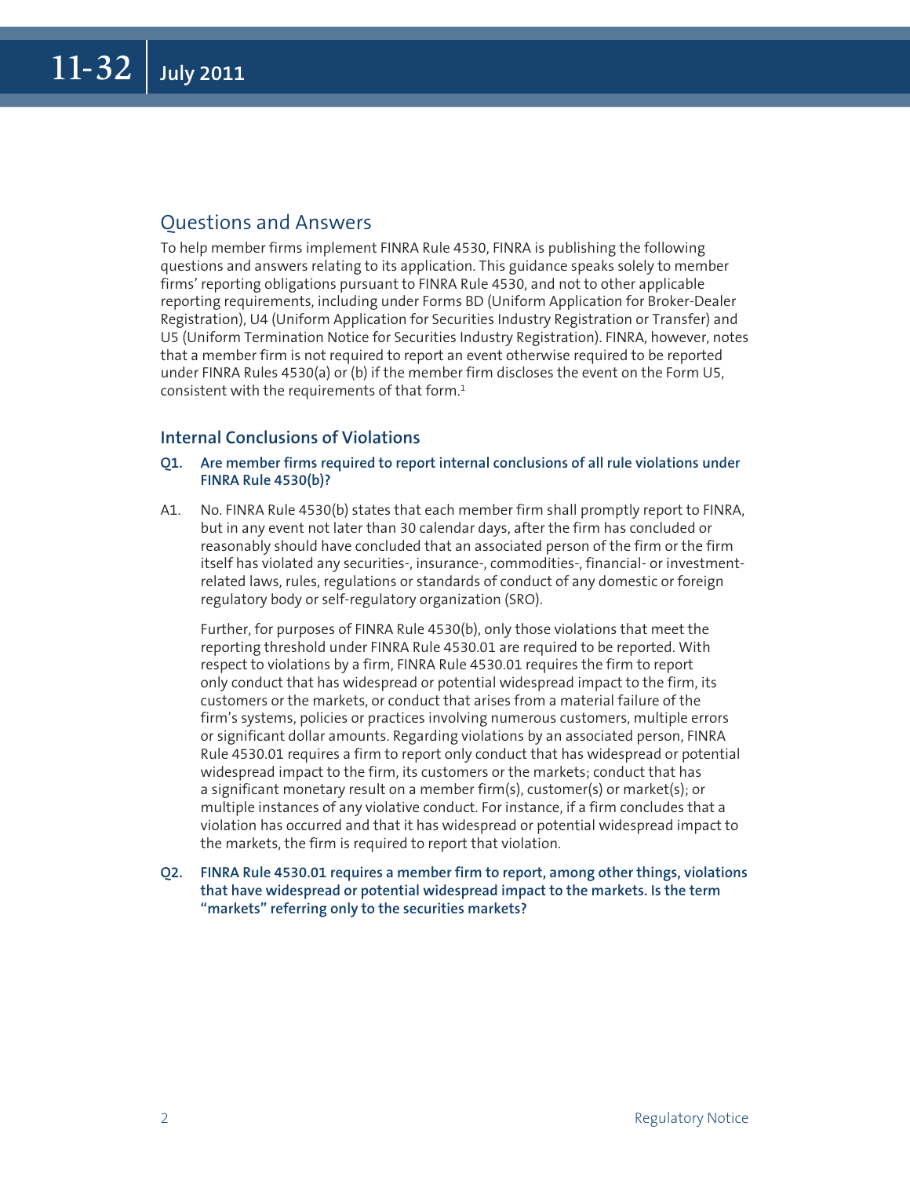## Questions and Answers

To help member firms implement FINRA Rule 4530, FINRA is publishing the following questions and answers relating to its application. This guidance speaks solely to member firms' reporting obligations pursuant to FINRA Rule 4530, and not to other applicable reporting requirements, including under Forms BD (Uniform Application for Broker-Dealer Registration), U4 (Uniform Application for Securities Industry Registration or Transfer) and U5 (Uniform Termination Notice for Securities Industry Registration). FINRA, however, notes that a member firm is not required to report an event otherwise required to be reported under FINRA Rules 4530(a) or (b) if the member firm discloses the event on the Form U5, consistent with the requirements of that form.[1]

### Internal Conclusions of Violations

**Q1. Are member firms required to report internal conclusions of all rule violations under FINRA Rule 4530(b)?**

A1. No. FINRA Rule 4530(b) states that each member firm shall promptly report to FINRA, but in any event not later than 30 calendar days, after the firm has concluded or reasonably should have concluded that an associated person of the firm or the firm itself has violated any securities-, insurance-, commodities-, financial- or investment-related laws, rules, regulations or standards of conduct of any domestic or foreign regulatory body or self-regulatory organization (SRO).

Further, for purposes of FINRA Rule 4530(b), only those violations that meet the reporting threshold under FINRA Rule 4530.01 are required to be reported. With respect to violations by a firm, FINRA Rule 4530.01 requires the firm to report only conduct that has widespread or potential widespread impact to the firm, its customers or the markets, or conduct that arises from a material failure of the firm's systems, policies or practices involving numerous customers, multiple errors or significant dollar amounts. Regarding violations by an associated person, FINRA Rule 4530.01 requires a firm to report only conduct that has widespread or potential widespread impact to the firm, its customers or the markets; conduct that has a significant monetary result on a member firm(s), customer(s) or market(s); or multiple instances of any violative conduct. For instance, if a firm concludes that a violation has occurred and that it has widespread or potential widespread impact to the markets, the firm is required to report that violation.

**Q2. FINRA Rule 4530.01 requires a member firm to report, among other things, violations that have widespread or potential widespread impact to the markets. Is the term "markets" referring only to the securities markets?**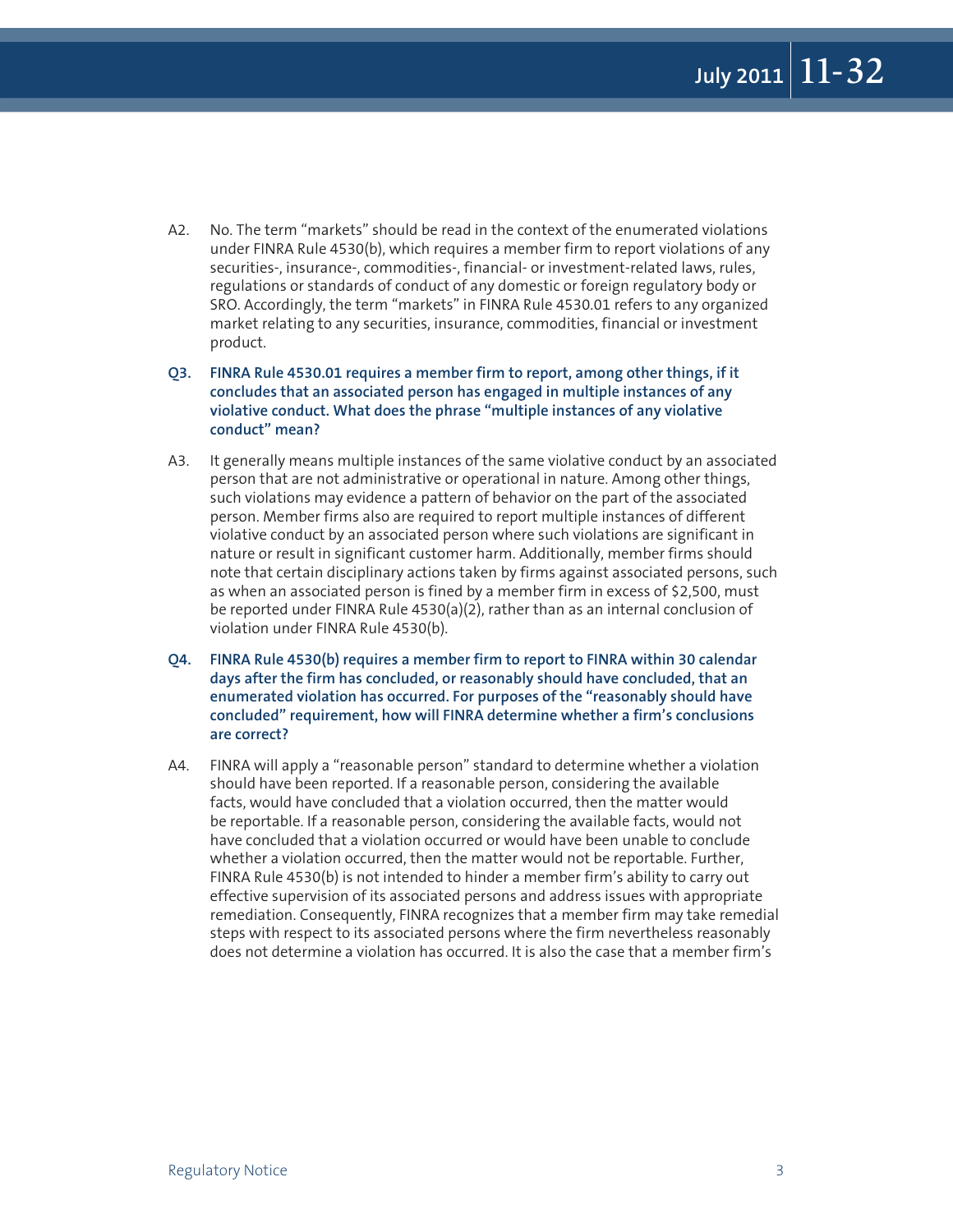A2. No. The term “markets” should be read in the context of the enumerated violations under FINRA Rule 4530(b), which requires a member firm to report violations of any securities-, insurance-, commodities-, financial- or investment-related laws, rules, regulations or standards of conduct of any domestic or foreign regulatory body or SRO. Accordingly, the term “markets” in FINRA Rule 4530.01 refers to any organized market relating to any securities, insurance, commodities, financial or investment product.

**Q3. FINRA Rule 4530.01 requires a member firm to report, among other things, if it concludes that an associated person has engaged in multiple instances of any violative conduct. What does the phrase “multiple instances of any violative conduct” mean?**

A3. It generally means multiple instances of the same violative conduct by an associated person that are not administrative or operational in nature. Among other things, such violations may evidence a pattern of behavior on the part of the associated person. Member firms also are required to report multiple instances of different violative conduct by an associated person where such violations are significant in nature or result in significant customer harm. Additionally, member firms should note that certain disciplinary actions taken by firms against associated persons, such as when an associated person is fined by a member firm in excess of $2,500, must be reported under FINRA Rule 4530(a)(2), rather than as an internal conclusion of violation under FINRA Rule 4530(b).

**Q4. FINRA Rule 4530(b) requires a member firm to report to FINRA within 30 calendar days after the firm has concluded, or reasonably should have concluded, that an enumerated violation has occurred. For purposes of the “reasonably should have concluded” requirement, how will FINRA determine whether a firm’s conclusions are correct?**

A4. FINRA will apply a “reasonable person” standard to determine whether a violation should have been reported. If a reasonable person, considering the available facts, would have concluded that a violation occurred, then the matter would be reportable. If a reasonable person, considering the available facts, would not have concluded that a violation occurred or would have been unable to conclude whether a violation occurred, then the matter would not be reportable. Further, FINRA Rule 4530(b) is not intended to hinder a member firm’s ability to carry out effective supervision of its associated persons and address issues with appropriate remediation. Consequently, FINRA recognizes that a member firm may take remedial steps with respect to its associated persons where the firm nevertheless reasonably does not determine a violation has occurred. It is also the case that a member firm’s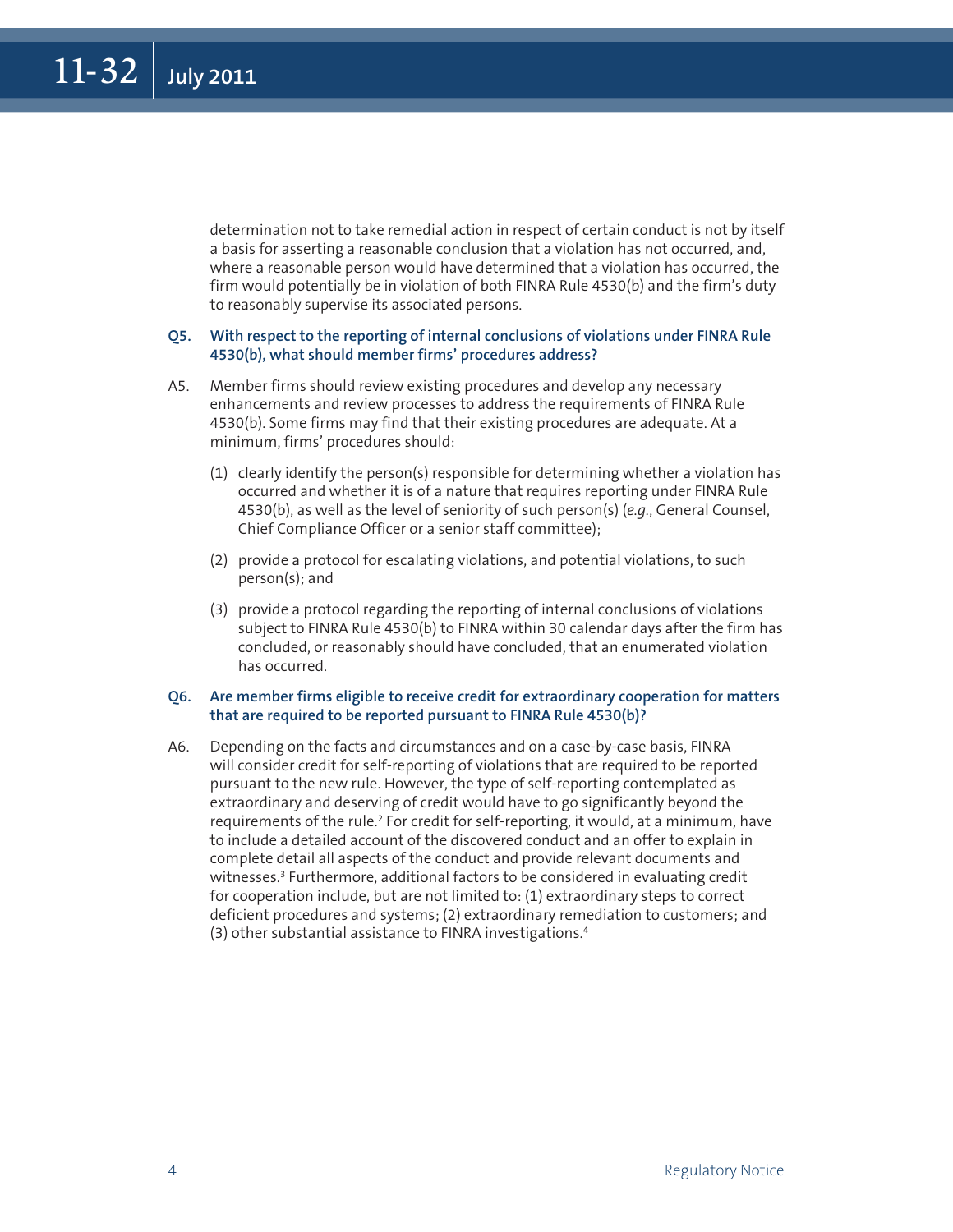determination not to take remedial action in respect of certain conduct is not by itself a basis for asserting a reasonable conclusion that a violation has not occurred, and, where a reasonable person would have determined that a violation has occurred, the firm would potentially be in violation of both FINRA Rule 4530(b) and the firm's duty to reasonably supervise its associated persons.

**Q5. With respect to the reporting of internal conclusions of violations under FINRA Rule 4530(b), what should member firms' procedures address?**

A5. Member firms should review existing procedures and develop any necessary enhancements and review processes to address the requirements of FINRA Rule 4530(b). Some firms may find that their existing procedures are adequate. At a minimum, firms' procedures should:

(1) clearly identify the person(s) responsible for determining whether a violation has occurred and whether it is of a nature that requires reporting under FINRA Rule 4530(b), as well as the level of seniority of such person(s) (*e.g.*, General Counsel, Chief Compliance Officer or a senior staff committee);

(2) provide a protocol for escalating violations, and potential violations, to such person(s); and

(3) provide a protocol regarding the reporting of internal conclusions of violations subject to FINRA Rule 4530(b) to FINRA within 30 calendar days after the firm has concluded, or reasonably should have concluded, that an enumerated violation has occurred.

**Q6. Are member firms eligible to receive credit for extraordinary cooperation for matters that are required to be reported pursuant to FINRA Rule 4530(b)?**

A6. Depending on the facts and circumstances and on a case-by-case basis, FINRA will consider credit for self-reporting of violations that are required to be reported pursuant to the new rule. However, the type of self-reporting contemplated as extraordinary and deserving of credit would have to go significantly beyond the requirements of the rule.[2] For credit for self-reporting, it would, at a minimum, have to include a detailed account of the discovered conduct and an offer to explain in complete detail all aspects of the conduct and provide relevant documents and witnesses.[3] Furthermore, additional factors to be considered in evaluating credit for cooperation include, but are not limited to: (1) extraordinary steps to correct deficient procedures and systems; (2) extraordinary remediation to customers; and (3) other substantial assistance to FINRA investigations.[4]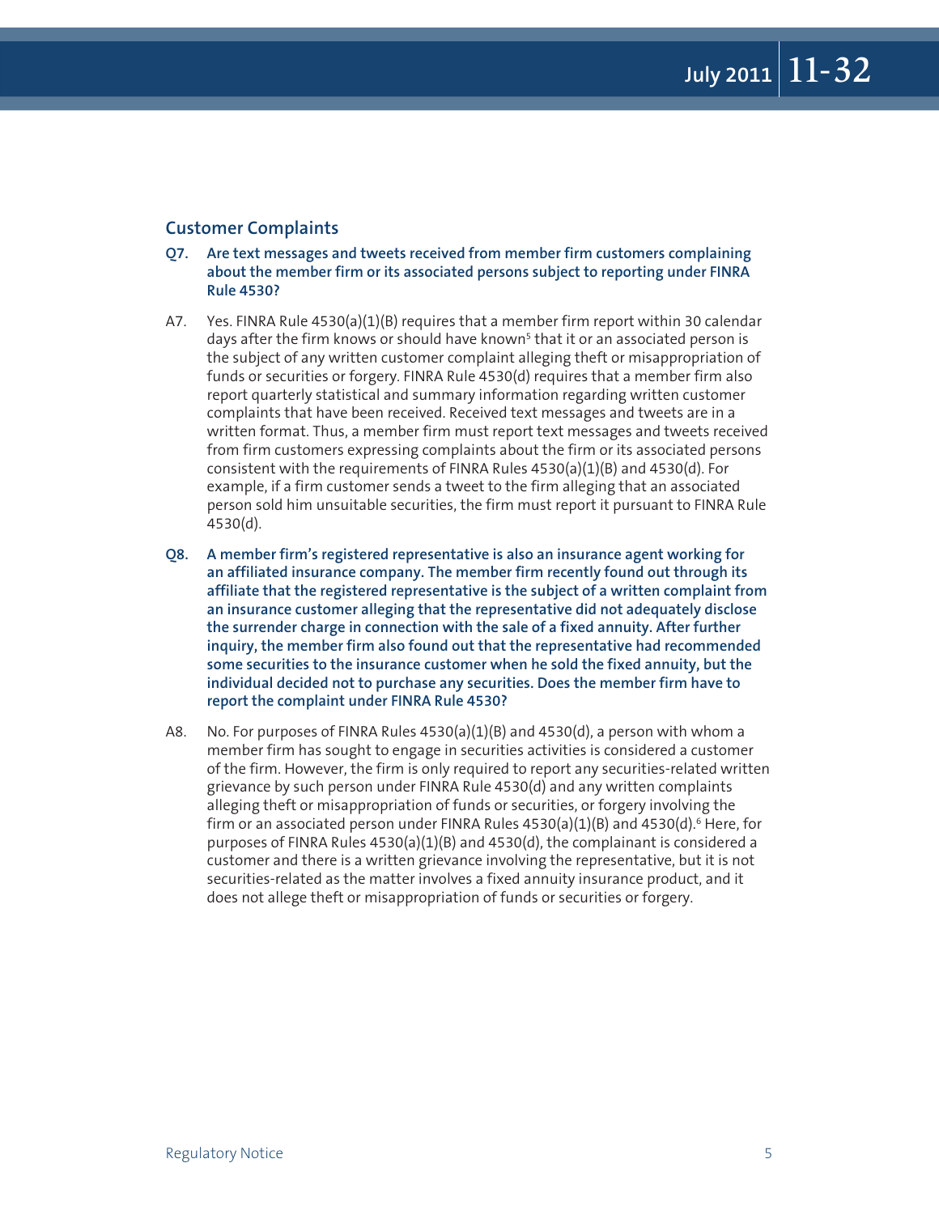## Customer Complaints

**Q7. Are text messages and tweets received from member firm customers complaining about the member firm or its associated persons subject to reporting under FINRA Rule 4530?**

A7. Yes. FINRA Rule 4530(a)(1)(B) requires that a member firm report within 30 calendar days after the firm knows or should have known[5] that it or an associated person is the subject of any written customer complaint alleging theft or misappropriation of funds or securities or forgery. FINRA Rule 4530(d) requires that a member firm also report quarterly statistical and summary information regarding written customer complaints that have been received. Received text messages and tweets are in a written format. Thus, a member firm must report text messages and tweets received from firm customers expressing complaints about the firm or its associated persons consistent with the requirements of FINRA Rules 4530(a)(1)(B) and 4530(d). For example, if a firm customer sends a tweet to the firm alleging that an associated person sold him unsuitable securities, the firm must report it pursuant to FINRA Rule 4530(d).

**Q8. A member firm's registered representative is also an insurance agent working for an affiliated insurance company. The member firm recently found out through its affiliate that the registered representative is the subject of a written complaint from an insurance customer alleging that the representative did not adequately disclose the surrender charge in connection with the sale of a fixed annuity. After further inquiry, the member firm also found out that the representative had recommended some securities to the insurance customer when he sold the fixed annuity, but the individual decided not to purchase any securities. Does the member firm have to report the complaint under FINRA Rule 4530?**

A8. No. For purposes of FINRA Rules 4530(a)(1)(B) and 4530(d), a person with whom a member firm has sought to engage in securities activities is considered a customer of the firm. However, the firm is only required to report any securities-related written grievance by such person under FINRA Rule 4530(d) and any written complaints alleging theft or misappropriation of funds or securities, or forgery involving the firm or an associated person under FINRA Rules 4530(a)(1)(B) and 4530(d).[6] Here, for purposes of FINRA Rules 4530(a)(1)(B) and 4530(d), the complainant is considered a customer and there is a written grievance involving the representative, but it is not securities-related as the matter involves a fixed annuity insurance product, and it does not allege theft or misappropriation of funds or securities or forgery.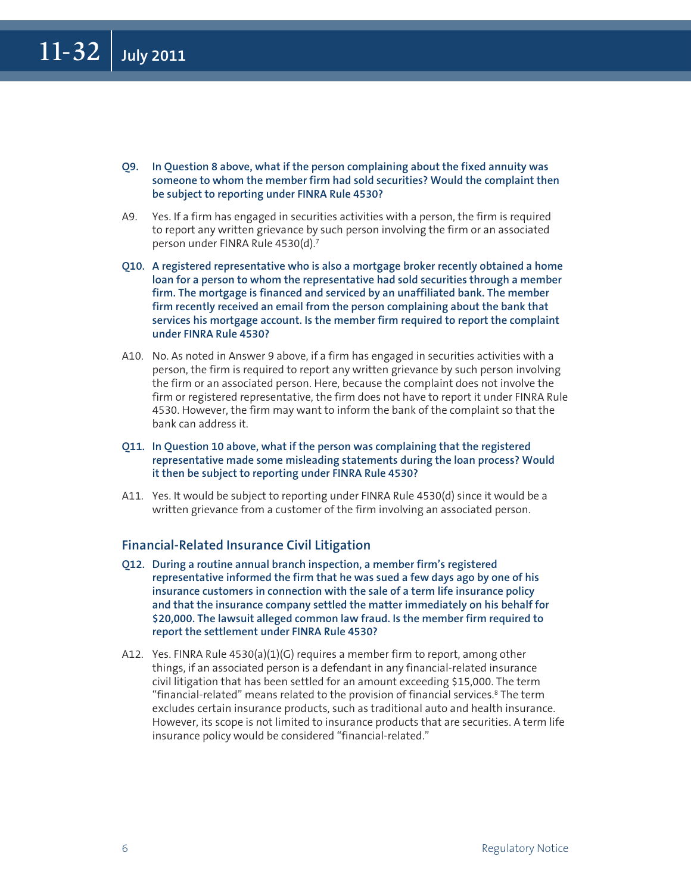**Q9. In Question 8 above, what if the person complaining about the fixed annuity was someone to whom the member firm had sold securities? Would the complaint then be subject to reporting under FINRA Rule 4530?**

A9. Yes. If a firm has engaged in securities activities with a person, the firm is required to report any written grievance by such person involving the firm or an associated person under FINRA Rule 4530(d).[7]

**Q10. A registered representative who is also a mortgage broker recently obtained a home loan for a person to whom the representative had sold securities through a member firm. The mortgage is financed and serviced by an unaffiliated bank. The member firm recently received an email from the person complaining about the bank that services his mortgage account. Is the member firm required to report the complaint under FINRA Rule 4530?**

A10. No. As noted in Answer 9 above, if a firm has engaged in securities activities with a person, the firm is required to report any written grievance by such person involving the firm or an associated person. Here, because the complaint does not involve the firm or registered representative, the firm does not have to report it under FINRA Rule 4530. However, the firm may want to inform the bank of the complaint so that the bank can address it.

**Q11. In Question 10 above, what if the person was complaining that the registered representative made some misleading statements during the loan process? Would it then be subject to reporting under FINRA Rule 4530?**

A11. Yes. It would be subject to reporting under FINRA Rule 4530(d) since it would be a written grievance from a customer of the firm involving an associated person.

## Financial-Related Insurance Civil Litigation

**Q12. During a routine annual branch inspection, a member firm's registered representative informed the firm that he was sued a few days ago by one of his insurance customers in connection with the sale of a term life insurance policy and that the insurance company settled the matter immediately on his behalf for $20,000. The lawsuit alleged common law fraud. Is the member firm required to report the settlement under FINRA Rule 4530?**

A12. Yes. FINRA Rule 4530(a)(1)(G) requires a member firm to report, among other things, if an associated person is a defendant in any financial-related insurance civil litigation that has been settled for an amount exceeding $15,000. The term "financial-related" means related to the provision of financial services.[8] The term excludes certain insurance products, such as traditional auto and health insurance. However, its scope is not limited to insurance products that are securities. A term life insurance policy would be considered "financial-related."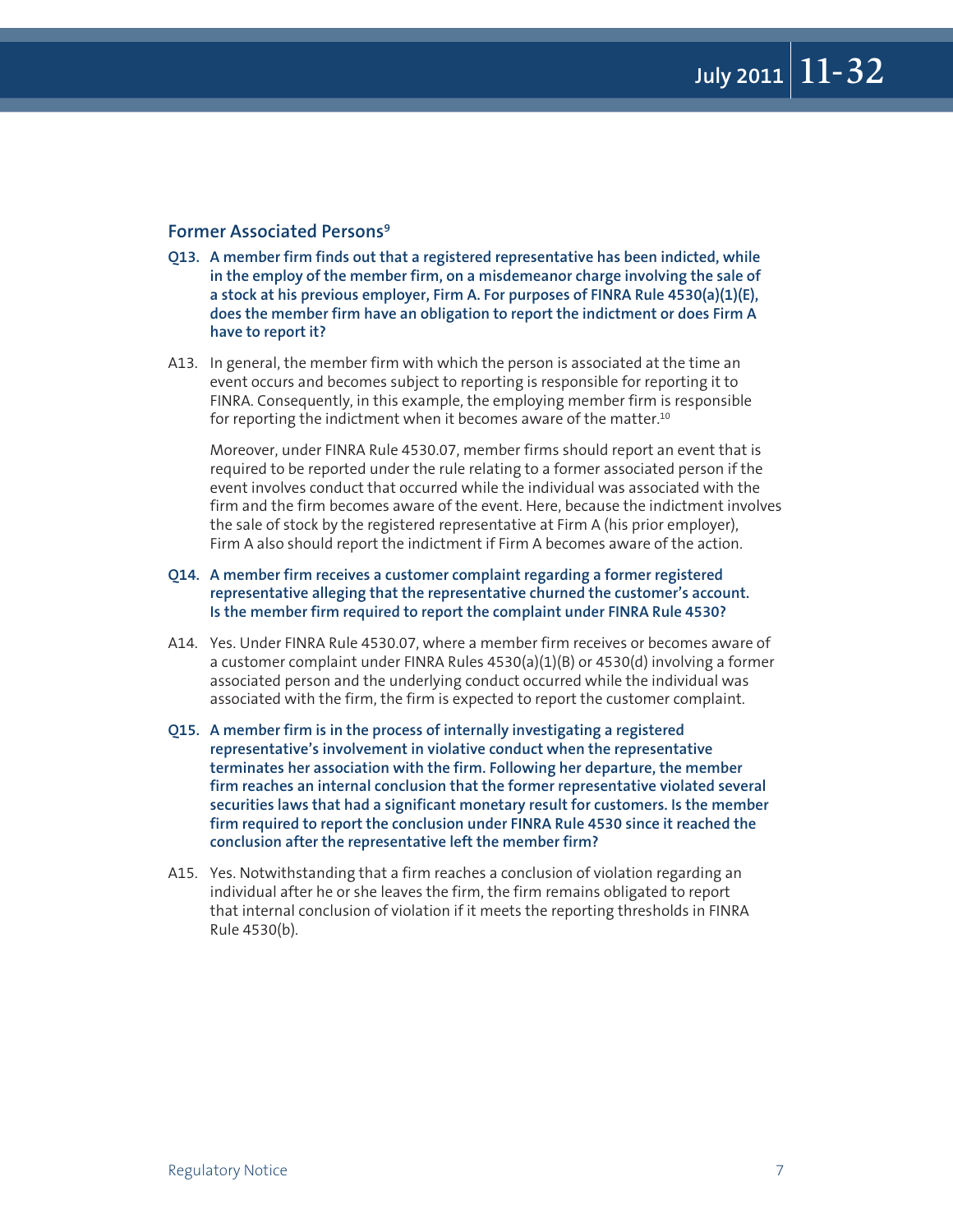## Former Associated Persons[9]

**Q13. A member firm finds out that a registered representative has been indicted, while in the employ of the member firm, on a misdemeanor charge involving the sale of a stock at his previous employer, Firm A. For purposes of FINRA Rule 4530(a)(1)(E), does the member firm have an obligation to report the indictment or does Firm A have to report it?**

A13. In general, the member firm with which the person is associated at the time an event occurs and becomes subject to reporting is responsible for reporting it to FINRA. Consequently, in this example, the employing member firm is responsible for reporting the indictment when it becomes aware of the matter.[10]

Moreover, under FINRA Rule 4530.07, member firms should report an event that is required to be reported under the rule relating to a former associated person if the event involves conduct that occurred while the individual was associated with the firm and the firm becomes aware of the event. Here, because the indictment involves the sale of stock by the registered representative at Firm A (his prior employer), Firm A also should report the indictment if Firm A becomes aware of the action.

**Q14. A member firm receives a customer complaint regarding a former registered representative alleging that the representative churned the customer's account. Is the member firm required to report the complaint under FINRA Rule 4530?**

A14. Yes. Under FINRA Rule 4530.07, where a member firm receives or becomes aware of a customer complaint under FINRA Rules 4530(a)(1)(B) or 4530(d) involving a former associated person and the underlying conduct occurred while the individual was associated with the firm, the firm is expected to report the customer complaint.

**Q15. A member firm is in the process of internally investigating a registered representative's involvement in violative conduct when the representative terminates her association with the firm. Following her departure, the member firm reaches an internal conclusion that the former representative violated several securities laws that had a significant monetary result for customers. Is the member firm required to report the conclusion under FINRA Rule 4530 since it reached the conclusion after the representative left the member firm?**

A15. Yes. Notwithstanding that a firm reaches a conclusion of violation regarding an individual after he or she leaves the firm, the firm remains obligated to report that internal conclusion of violation if it meets the reporting thresholds in FINRA Rule 4530(b).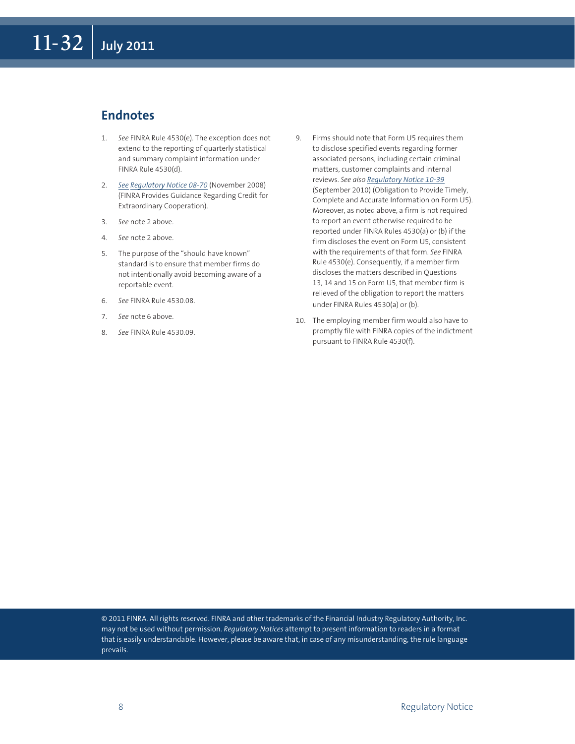## Endnotes

1. *See* FINRA Rule 4530(e). The exception does not extend to the reporting of quarterly statistical and summary complaint information under FINRA Rule 4530(d).
2. *See Regulatory Notice 08-70* (November 2008) (FINRA Provides Guidance Regarding Credit for Extraordinary Cooperation).
3. *See* note 2 above.
4. *See* note 2 above.
5. The purpose of the "should have known" standard is to ensure that member firms do not intentionally avoid becoming aware of a reportable event.
6. *See* FINRA Rule 4530.08.
7. *See* note 6 above.
8. *See* FINRA Rule 4530.09.
9. Firms should note that Form U5 requires them to disclose specified events regarding former associated persons, including certain criminal matters, customer complaints and internal reviews. *See also Regulatory Notice 10-39* (September 2010) (Obligation to Provide Timely, Complete and Accurate Information on Form U5). Moreover, as noted above, a firm is not required to report an event otherwise required to be reported under FINRA Rules 4530(a) or (b) if the firm discloses the event on Form U5, consistent with the requirements of that form. *See* FINRA Rule 4530(e). Consequently, if a member firm discloses the matters described in Questions 13, 14 and 15 on Form U5, that member firm is relieved of the obligation to report the matters under FINRA Rules 4530(a) or (b).
10. The employing member firm would also have to promptly file with FINRA copies of the indictment pursuant to FINRA Rule 4530(f).

© 2011 FINRA. All rights reserved. FINRA and other trademarks of the Financial Industry Regulatory Authority, Inc. may not be used without permission. *Regulatory Notices* attempt to present information to readers in a format that is easily understandable. However, please be aware that, in case of any misunderstanding, the rule language prevails.